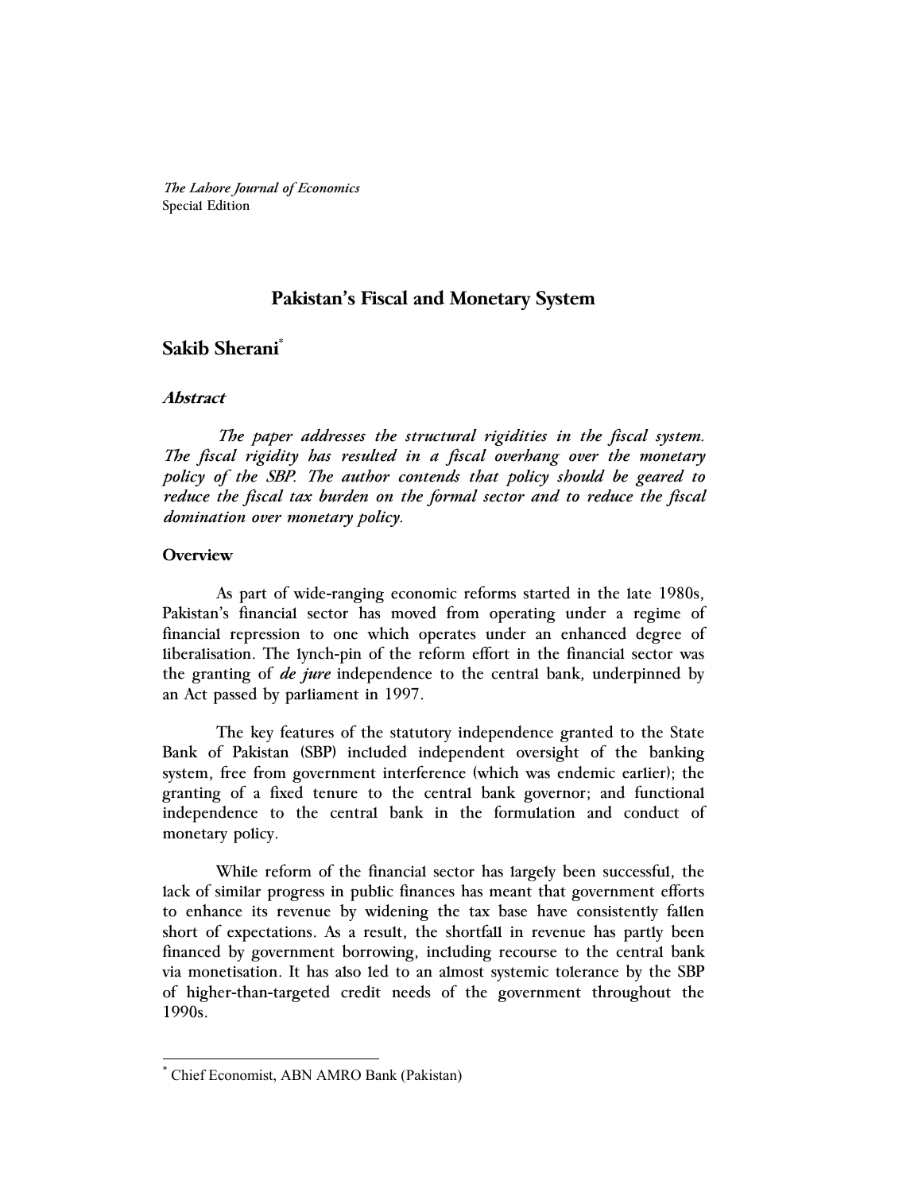*The Lahore Journal of Economics*
Special Edition

# Pakistan's Fiscal and Monetary System

## Sakib Sherani[*]

### *Abstract*

*The paper addresses the structural rigidities in the fiscal system. The fiscal rigidity has resulted in a fiscal overhang over the monetary policy of the SBP. The author contends that policy should be geared to reduce the fiscal tax burden on the formal sector and to reduce the fiscal domination over monetary policy.*

### Overview

As part of wide-ranging economic reforms started in the late 1980s, Pakistan's financial sector has moved from operating under a regime of financial repression to one which operates under an enhanced degree of liberalisation. The lynch-pin of the reform effort in the financial sector was the granting of ***de jure*** independence to the central bank, underpinned by an Act passed by parliament in 1997.

The key features of the statutory independence granted to the State Bank of Pakistan (SBP) included independent oversight of the banking system, free from government interference (which was endemic earlier); the granting of a fixed tenure to the central bank governor; and functional independence to the central bank in the formulation and conduct of monetary policy.

While reform of the financial sector has largely been successful, the lack of similar progress in public finances has meant that government efforts to enhance its revenue by widening the tax base have consistently fallen short of expectations. As a result, the shortfall in revenue has partly been financed by government borrowing, including recourse to the central bank via monetisation. It has also led to an almost systemic tolerance by the SBP of higher-than-targeted credit needs of the government throughout the 1990s.

---

[*] Chief Economist, ABN AMRO Bank (Pakistan)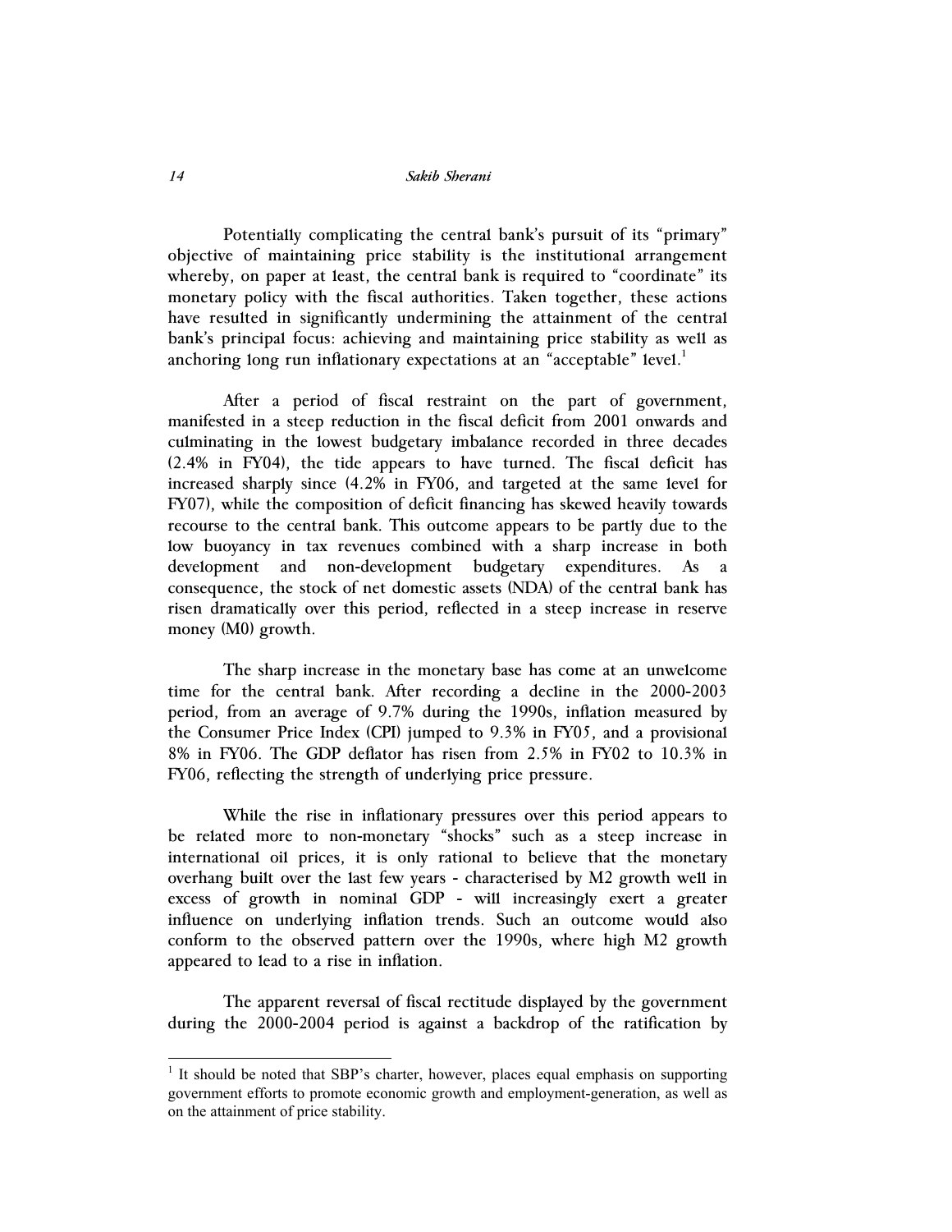Potentially complicating the central bank's pursuit of its "primary" objective of maintaining price stability is the institutional arrangement whereby, on paper at least, the central bank is required to "coordinate" its monetary policy with the fiscal authorities. Taken together, these actions have resulted in significantly undermining the attainment of the central bank's principal focus: achieving and maintaining price stability as well as anchoring long run inflationary expectations at an "acceptable" level.[1]

After a period of fiscal restraint on the part of government, manifested in a steep reduction in the fiscal deficit from 2001 onwards and culminating in the lowest budgetary imbalance recorded in three decades (2.4% in FY04), the tide appears to have turned. The fiscal deficit has increased sharply since (4.2% in FY06, and targeted at the same level for FY07), while the composition of deficit financing has skewed heavily towards recourse to the central bank. This outcome appears to be partly due to the low buoyancy in tax revenues combined with a sharp increase in both development and non-development budgetary expenditures. As a consequence, the stock of net domestic assets (NDA) of the central bank has risen dramatically over this period, reflected in a steep increase in reserve money (M0) growth.

The sharp increase in the monetary base has come at an unwelcome time for the central bank. After recording a decline in the 2000-2003 period, from an average of 9.7% during the 1990s, inflation measured by the Consumer Price Index (CPI) jumped to 9.3% in FY05, and a provisional 8% in FY06. The GDP deflator has risen from 2.5% in FY02 to 10.3% in FY06, reflecting the strength of underlying price pressure.

While the rise in inflationary pressures over this period appears to be related more to non-monetary "shocks" such as a steep increase in international oil prices, it is only rational to believe that the monetary overhang built over the last few years - characterised by M2 growth well in excess of growth in nominal GDP - will increasingly exert a greater influence on underlying inflation trends. Such an outcome would also conform to the observed pattern over the 1990s, where high M2 growth appeared to lead to a rise in inflation.

The apparent reversal of fiscal rectitude displayed by the government during the 2000-2004 period is against a backdrop of the ratification by

[1] It should be noted that SBP's charter, however, places equal emphasis on supporting government efforts to promote economic growth and employment-generation, as well as on the attainment of price stability.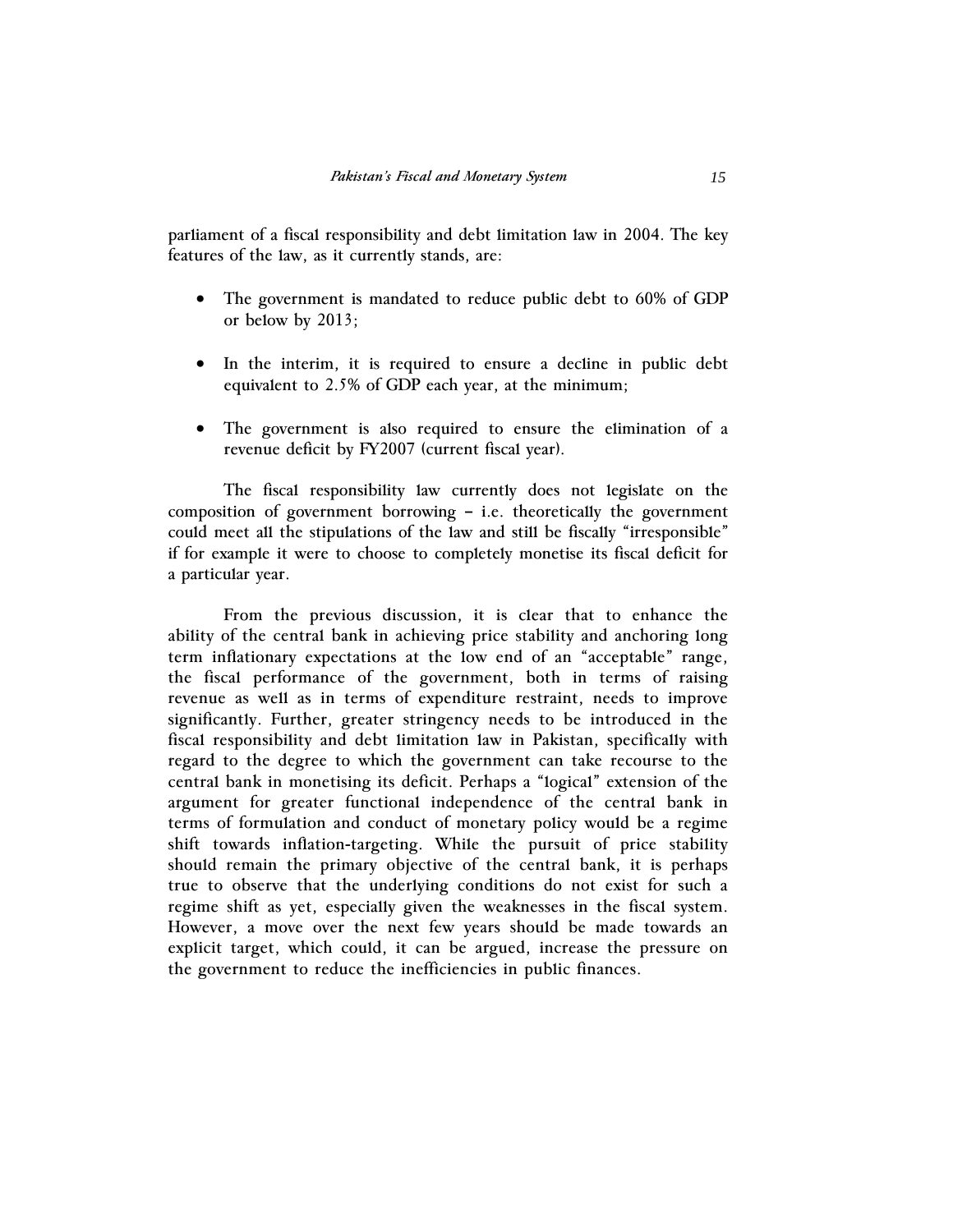parliament of a fiscal responsibility and debt limitation law in 2004. The key features of the law, as it currently stands, are:

- The government is mandated to reduce public debt to 60% of GDP or below by 2013;
- In the interim, it is required to ensure a decline in public debt equivalent to 2.5% of GDP each year, at the minimum;
- The government is also required to ensure the elimination of a revenue deficit by FY2007 (current fiscal year).

The fiscal responsibility law currently does not legislate on the composition of government borrowing – i.e. theoretically the government could meet all the stipulations of the law and still be fiscally "irresponsible" if for example it were to choose to completely monetise its fiscal deficit for a particular year.

From the previous discussion, it is clear that to enhance the ability of the central bank in achieving price stability and anchoring long term inflationary expectations at the low end of an "acceptable" range, the fiscal performance of the government, both in terms of raising revenue as well as in terms of expenditure restraint, needs to improve significantly. Further, greater stringency needs to be introduced in the fiscal responsibility and debt limitation law in Pakistan, specifically with regard to the degree to which the government can take recourse to the central bank in monetising its deficit. Perhaps a "logical" extension of the argument for greater functional independence of the central bank in terms of formulation and conduct of monetary policy would be a regime shift towards inflation-targeting. While the pursuit of price stability should remain the primary objective of the central bank, it is perhaps true to observe that the underlying conditions do not exist for such a regime shift as yet, especially given the weaknesses in the fiscal system. However, a move over the next few years should be made towards an explicit target, which could, it can be argued, increase the pressure on the government to reduce the inefficiencies in public finances.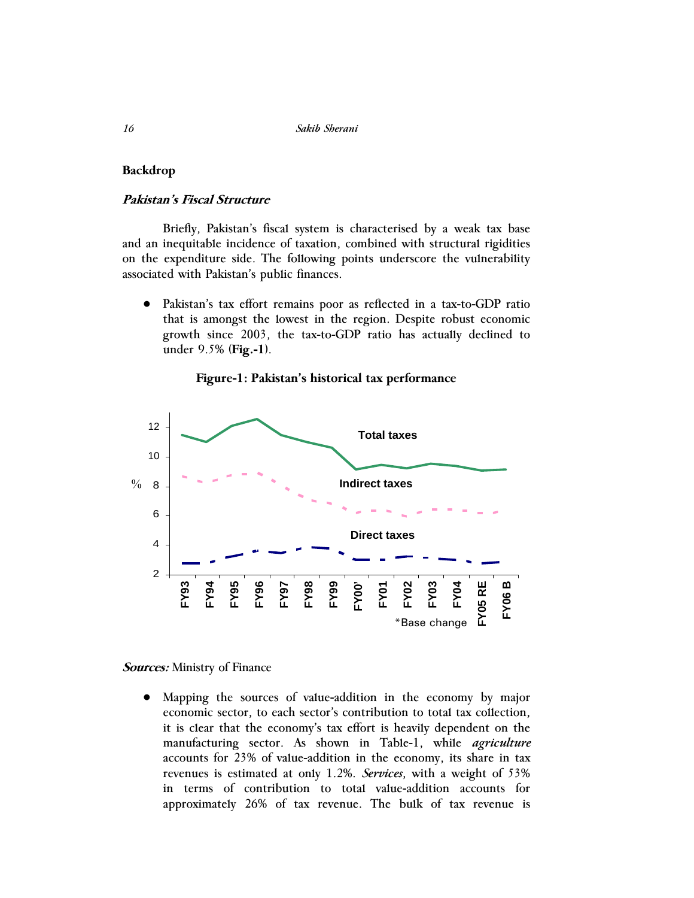## Backdrop

### *Pakistan's Fiscal Structure*

Briefly, Pakistan's fiscal system is characterised by a weak tax base and an inequitable incidence of taxation, combined with structural rigidities on the expenditure side. The following points underscore the vulnerability associated with Pakistan's public finances.

- Pakistan's tax effort remains poor as reflected in a tax-to-GDP ratio that is amongst the lowest in the region. Despite robust economic growth since 2003, the tax-to-GDP ratio has actually declined to under 9.5% (**Fig.-1**).

**Figure-1: Pakistan's historical tax performance**

*Sources:* Ministry of Finance

- Mapping the sources of value-addition in the economy by major economic sector, to each sector's contribution to total tax collection, it is clear that the economy's tax effort is heavily dependent on the manufacturing sector. As shown in Table-1, while *agriculture* accounts for 23% of value-addition in the economy, its share in tax revenues is estimated at only 1.2%. *Services*, with a weight of 53% in terms of contribution to total value-addition accounts for approximately 26% of tax revenue. The bulk of tax revenue is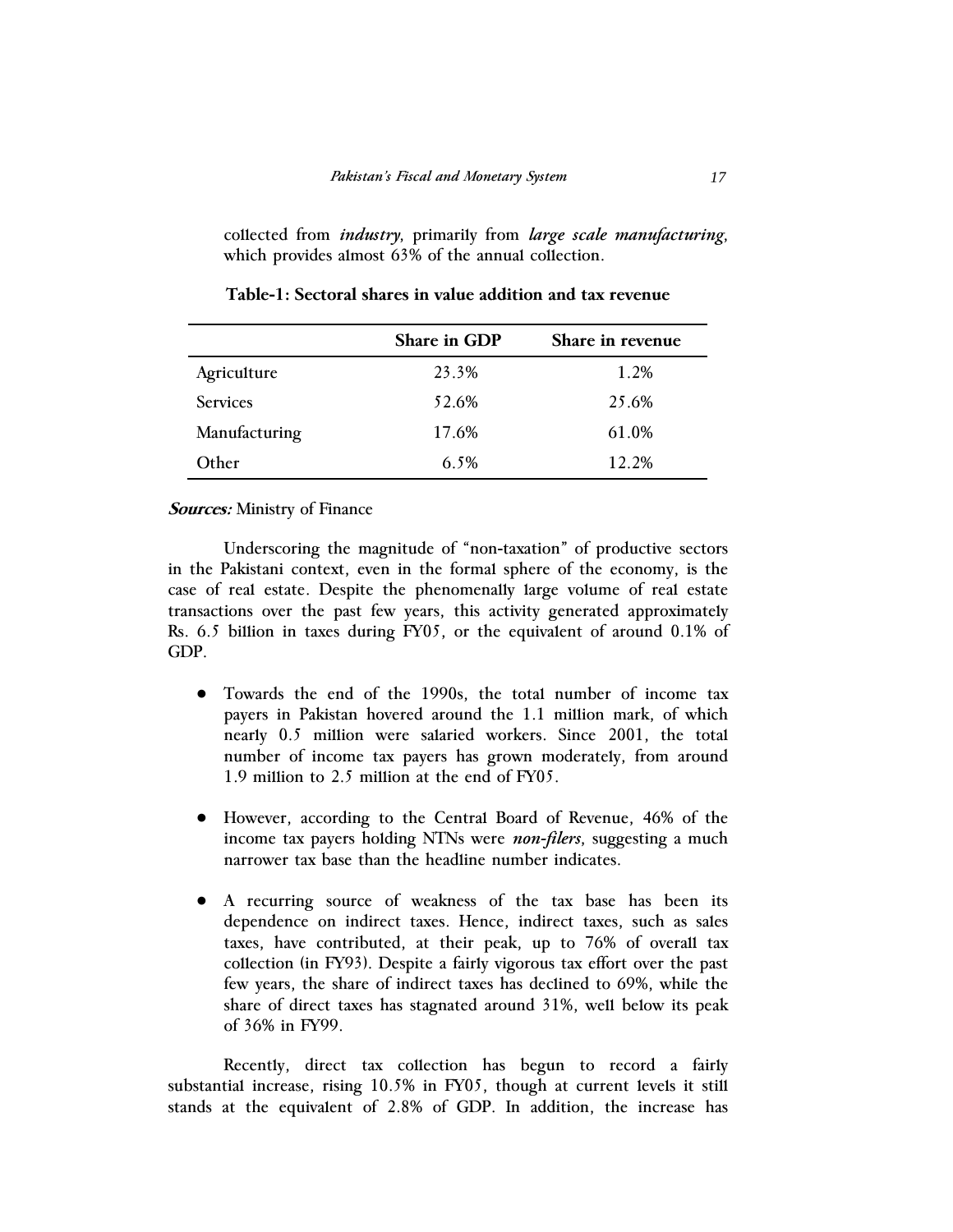collected from ***industry***, primarily from ***large scale manufacturing***, which provides almost 63% of the annual collection.

**Table-1: Sectoral shares in value addition and tax revenue**

| | Share in GDP | Share in revenue |
|---|---|---|
| Agriculture | 23.3% | 1.2% |
| Services | 52.6% | 25.6% |
| Manufacturing | 17.6% | 61.0% |
| Other | 6.5% | 12.2% |

***Sources:*** Ministry of Finance

Underscoring the magnitude of "non-taxation" of productive sectors in the Pakistani context, even in the formal sphere of the economy, is the case of real estate. Despite the phenomenally large volume of real estate transactions over the past few years, this activity generated approximately Rs. 6.5 billion in taxes during FY05, or the equivalent of around 0.1% of GDP.

- Towards the end of the 1990s, the total number of income tax payers in Pakistan hovered around the 1.1 million mark, of which nearly 0.5 million were salaried workers. Since 2001, the total number of income tax payers has grown moderately, from around 1.9 million to 2.5 million at the end of FY05.

- However, according to the Central Board of Revenue, 46% of the income tax payers holding NTNs were ***non-filers,*** suggesting a much narrower tax base than the headline number indicates.

- A recurring source of weakness of the tax base has been its dependence on indirect taxes. Hence, indirect taxes, such as sales taxes, have contributed, at their peak, up to 76% of overall tax collection (in FY93). Despite a fairly vigorous tax effort over the past few years, the share of indirect taxes has declined to 69%, while the share of direct taxes has stagnated around 31%, well below its peak of 36% in FY99.

Recently, direct tax collection has begun to record a fairly substantial increase, rising 10.5% in FY05, though at current levels it still stands at the equivalent of 2.8% of GDP. In addition, the increase has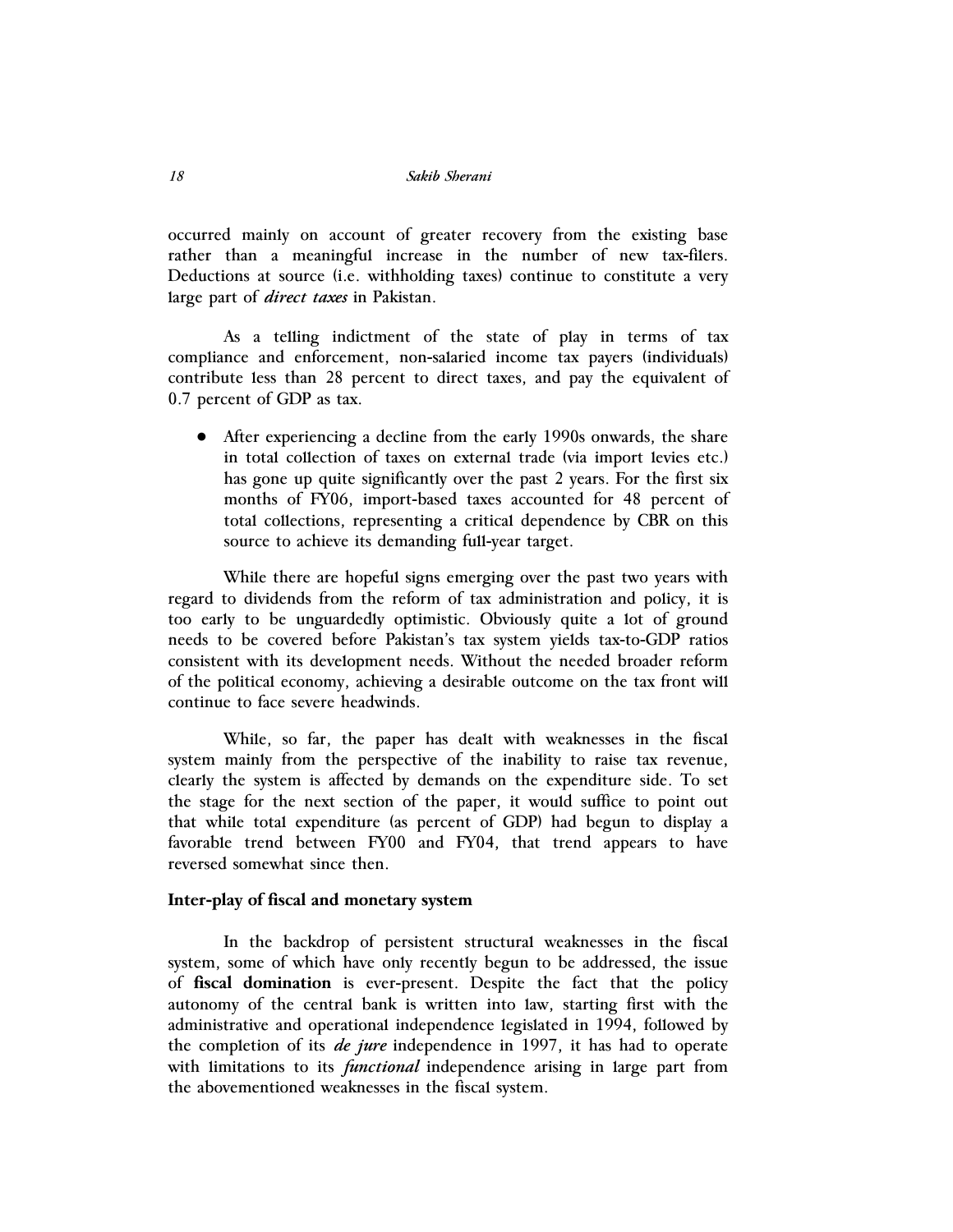occurred mainly on account of greater recovery from the existing base rather than a meaningful increase in the number of new tax-filers. Deductions at source (i.e. withholding taxes) continue to constitute a very large part of ***direct taxes*** in Pakistan.

As a telling indictment of the state of play in terms of tax compliance and enforcement, non-salaried income tax payers (individuals) contribute less than 28 percent to direct taxes, and pay the equivalent of 0.7 percent of GDP as tax.

- After experiencing a decline from the early 1990s onwards, the share in total collection of taxes on external trade (via import levies etc.) has gone up quite significantly over the past 2 years. For the first six months of FY06, import-based taxes accounted for 48 percent of total collections, representing a critical dependence by CBR on this source to achieve its demanding full-year target.

While there are hopeful signs emerging over the past two years with regard to dividends from the reform of tax administration and policy, it is too early to be unguardedly optimistic. Obviously quite a lot of ground needs to be covered before Pakistan's tax system yields tax-to-GDP ratios consistent with its development needs. Without the needed broader reform of the political economy, achieving a desirable outcome on the tax front will continue to face severe headwinds.

While, so far, the paper has dealt with weaknesses in the fiscal system mainly from the perspective of the inability to raise tax revenue, clearly the system is affected by demands on the expenditure side. To set the stage for the next section of the paper, it would suffice to point out that while total expenditure (as percent of GDP) had begun to display a favorable trend between FY00 and FY04, that trend appears to have reversed somewhat since then.

### Inter-play of fiscal and monetary system

In the backdrop of persistent structural weaknesses in the fiscal system, some of which have only recently begun to be addressed, the issue of **fiscal domination** is ever-present. Despite the fact that the policy autonomy of the central bank is written into law, starting first with the administrative and operational independence legislated in 1994, followed by the completion of its ***de jure*** independence in 1997, it has had to operate with limitations to its ***functional*** independence arising in large part from the abovementioned weaknesses in the fiscal system.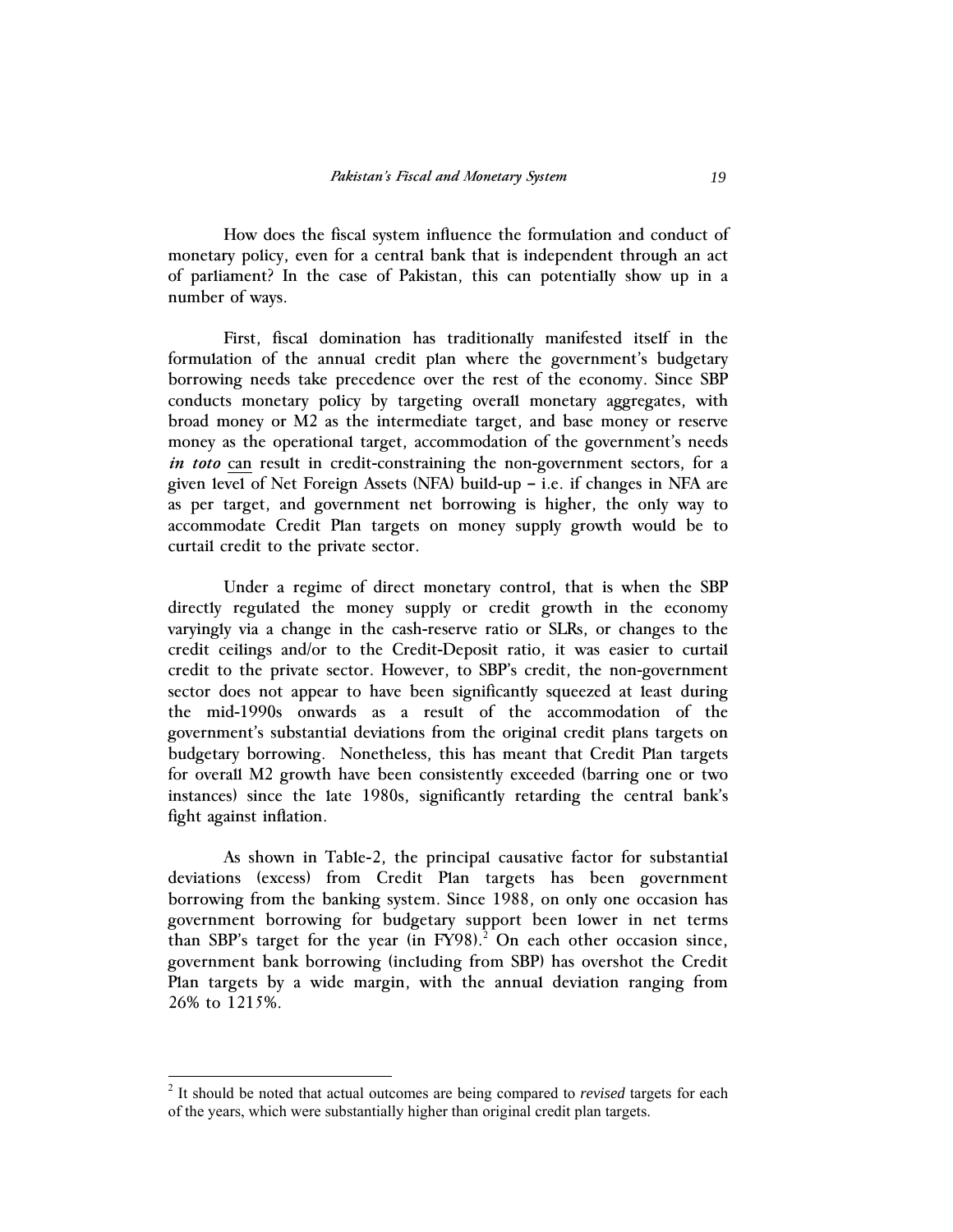How does the fiscal system influence the formulation and conduct of monetary policy, even for a central bank that is independent through an act of parliament? In the case of Pakistan, this can potentially show up in a number of ways.

First, fiscal domination has traditionally manifested itself in the formulation of the annual credit plan where the government's budgetary borrowing needs take precedence over the rest of the economy. Since SBP conducts monetary policy by targeting overall monetary aggregates, with broad money or M2 as the intermediate target, and base money or reserve money as the operational target, accommodation of the government's needs ***in toto*** <u>can</u> result in credit-constraining the non-government sectors, for a given level of Net Foreign Assets (NFA) build-up – i.e. if changes in NFA are as per target, and government net borrowing is higher, the only way to accommodate Credit Plan targets on money supply growth would be to curtail credit to the private sector.

Under a regime of direct monetary control, that is when the SBP directly regulated the money supply or credit growth in the economy varyingly via a change in the cash-reserve ratio or SLRs, or changes to the credit ceilings and/or to the Credit-Deposit ratio, it was easier to curtail credit to the private sector. However, to SBP's credit, the non-government sector does not appear to have been significantly squeezed at least during the mid-1990s onwards as a result of the accommodation of the government's substantial deviations from the original credit plans targets on budgetary borrowing. Nonetheless, this has meant that Credit Plan targets for overall M2 growth have been consistently exceeded (barring one or two instances) since the late 1980s, significantly retarding the central bank's fight against inflation.

As shown in Table-2, the principal causative factor for substantial deviations (excess) from Credit Plan targets has been government borrowing from the banking system. Since 1988, on only one occasion has government borrowing for budgetary support been lower in net terms than SBP's target for the year (in FY98).[2] On each other occasion since, government bank borrowing (including from SBP) has overshot the Credit Plan targets by a wide margin, with the annual deviation ranging from 26% to 1215%.

---

[2] It should be noted that actual outcomes are being compared to *revised* targets for each of the years, which were substantially higher than original credit plan targets.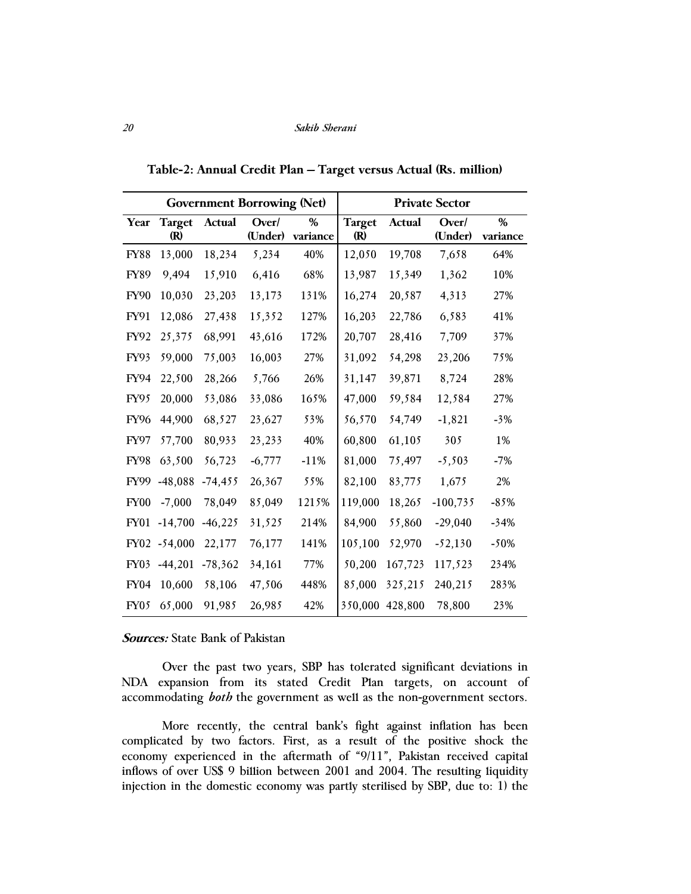**Table-2: Annual Credit Plan – Target versus Actual (Rs. million)**

| | Government Borrowing (Net) | | | | Private Sector | | | |
|---|---|---|---|---|---|---|---|---|
| Year | Target (R) | Actual | Over/ (Under) | % variance | Target (R) | Actual | Over/ (Under) | % variance |
| FY88 | 13,000 | 18,234 | 5,234 | 40% | 12,050 | 19,708 | 7,658 | 64% |
| FY89 | 9,494 | 15,910 | 6,416 | 68% | 13,987 | 15,349 | 1,362 | 10% |
| FY90 | 10,030 | 23,203 | 13,173 | 131% | 16,274 | 20,587 | 4,313 | 27% |
| FY91 | 12,086 | 27,438 | 15,352 | 127% | 16,203 | 22,786 | 6,583 | 41% |
| FY92 | 25,375 | 68,991 | 43,616 | 172% | 20,707 | 28,416 | 7,709 | 37% |
| FY93 | 59,000 | 75,003 | 16,003 | 27% | 31,092 | 54,298 | 23,206 | 75% |
| FY94 | 22,500 | 28,266 | 5,766 | 26% | 31,147 | 39,871 | 8,724 | 28% |
| FY95 | 20,000 | 53,086 | 33,086 | 165% | 47,000 | 59,584 | 12,584 | 27% |
| FY96 | 44,900 | 68,527 | 23,627 | 53% | 56,570 | 54,749 | -1,821 | -3% |
| FY97 | 57,700 | 80,933 | 23,233 | 40% | 60,800 | 61,105 | 305 | 1% |
| FY98 | 63,500 | 56,723 | -6,777 | -11% | 81,000 | 75,497 | -5,503 | -7% |
| FY99 | -48,088 | -74,455 | 26,367 | 55% | 82,100 | 83,775 | 1,675 | 2% |
| FY00 | -7,000 | 78,049 | 85,049 | 1215% | 119,000 | 18,265 | -100,735 | -85% |
| FY01 | -14,700 | -46,225 | 31,525 | 214% | 84,900 | 55,860 | -29,040 | -34% |
| FY02 | -54,000 | 22,177 | 76,177 | 141% | 105,100 | 52,970 | -52,130 | -50% |
| FY03 | -44,201 | -78,362 | 34,161 | 77% | 50,200 | 167,723 | 117,523 | 234% |
| FY04 | 10,600 | 58,106 | 47,506 | 448% | 85,000 | 325,215 | 240,215 | 283% |
| FY05 | 65,000 | 91,985 | 26,985 | 42% | 350,000 | 428,800 | 78,800 | 23% |

***Sources:*** State Bank of Pakistan

Over the past two years, SBP has tolerated significant deviations in NDA expansion from its stated Credit Plan targets, on account of accommodating ***both*** the government as well as the non-government sectors.

More recently, the central bank's fight against inflation has been complicated by two factors. First, as a result of the positive shock the economy experienced in the aftermath of "9/11", Pakistan received capital inflows of over US$ 9 billion between 2001 and 2004. The resulting liquidity injection in the domestic economy was partly sterilised by SBP, due to: 1) the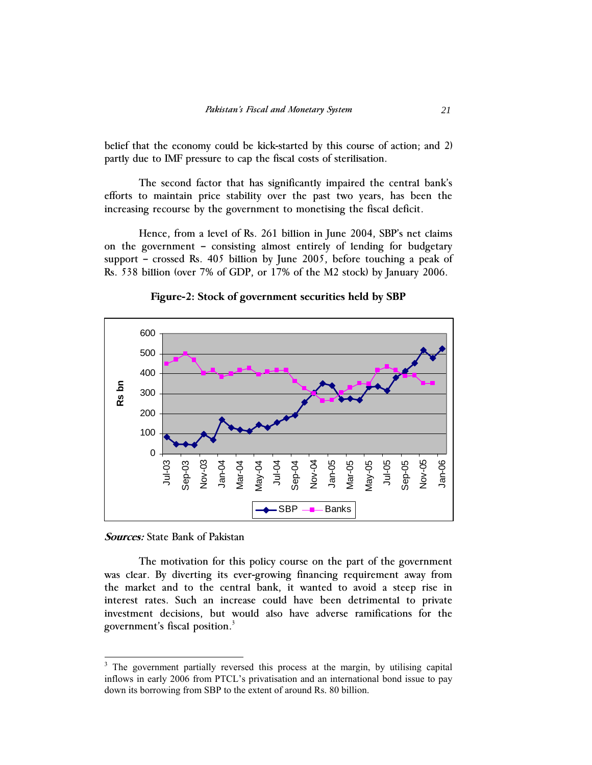belief that the economy could be kick-started by this course of action; and 2) partly due to IMF pressure to cap the fiscal costs of sterilisation.

The second factor that has significantly impaired the central bank's efforts to maintain price stability over the past two years, has been the increasing recourse by the government to monetising the fiscal deficit.

Hence, from a level of Rs. 261 billion in June 2004, SBP's net claims on the government – consisting almost entirely of lending for budgetary support – crossed Rs. 405 billion by June 2005, before touching a peak of Rs. 538 billion (over 7% of GDP, or 17% of the M2 stock) by January 2006.

**Figure-2: Stock of government securities held by SBP**

***Sources:*** State Bank of Pakistan

The motivation for this policy course on the part of the government was clear. By diverting its ever-growing financing requirement away from the market and to the central bank, it wanted to avoid a steep rise in interest rates. Such an increase could have been detrimental to private investment decisions, but would also have adverse ramifications for the government's fiscal position.[3]

---

[3] The government partially reversed this process at the margin, by utilising capital inflows in early 2006 from PTCL's privatisation and an international bond issue to pay down its borrowing from SBP to the extent of around Rs. 80 billion.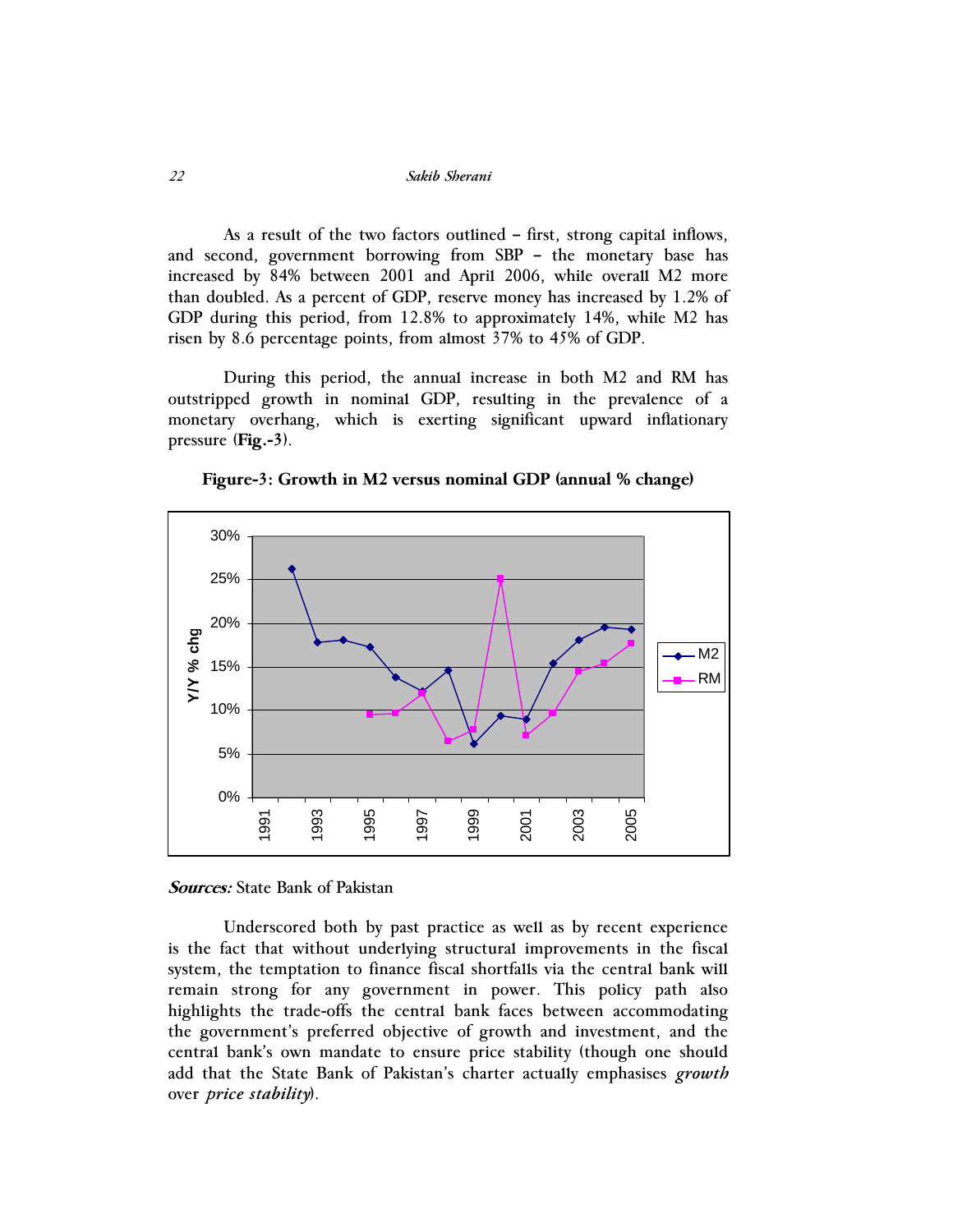As a result of the two factors outlined – first, strong capital inflows, and second, government borrowing from SBP – the monetary base has increased by 84% between 2001 and April 2006, while overall M2 more than doubled. As a percent of GDP, reserve money has increased by 1.2% of GDP during this period, from 12.8% to approximately 14%, while M2 has risen by 8.6 percentage points, from almost 37% to 45% of GDP.

During this period, the annual increase in both M2 and RM has outstripped growth in nominal GDP, resulting in the prevalence of a monetary overhang, which is exerting significant upward inflationary pressure (**Fig.-3**).

**Figure-3: Growth in M2 versus nominal GDP (annual % change)**

***Sources:*** State Bank of Pakistan

Underscored both by past practice as well as by recent experience is the fact that without underlying structural improvements in the fiscal system, the temptation to finance fiscal shortfalls via the central bank will remain strong for any government in power. This policy path also highlights the trade-offs the central bank faces between accommodating the government's preferred objective of growth and investment, and the central bank's own mandate to ensure price stability (though one should add that the State Bank of Pakistan's charter actually emphasises *growth* over *price stability*).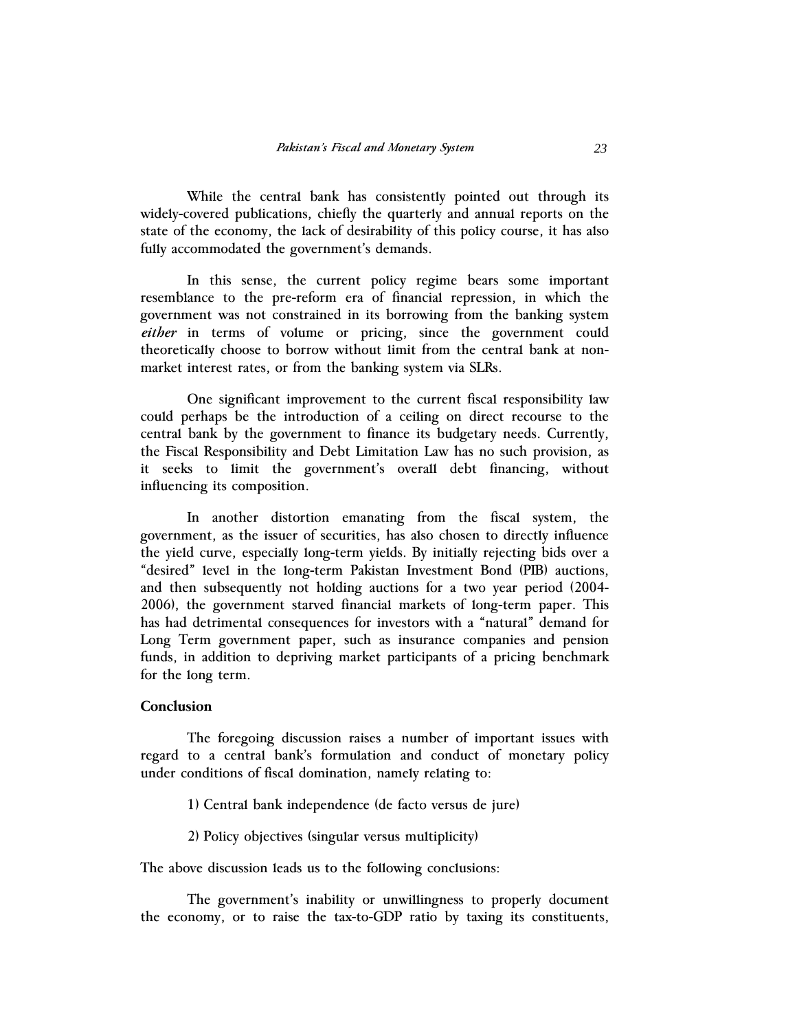While the central bank has consistently pointed out through its widely-covered publications, chiefly the quarterly and annual reports on the state of the economy, the lack of desirability of this policy course, it has also fully accommodated the government's demands.

In this sense, the current policy regime bears some important resemblance to the pre-reform era of financial repression, in which the government was not constrained in its borrowing from the banking system ***either*** in terms of volume or pricing, since the government could theoretically choose to borrow without limit from the central bank at non-market interest rates, or from the banking system via SLRs.

One significant improvement to the current fiscal responsibility law could perhaps be the introduction of a ceiling on direct recourse to the central bank by the government to finance its budgetary needs. Currently, the Fiscal Responsibility and Debt Limitation Law has no such provision, as it seeks to limit the government's overall debt financing, without influencing its composition.

In another distortion emanating from the fiscal system, the government, as the issuer of securities, has also chosen to directly influence the yield curve, especially long-term yields. By initially rejecting bids over a "desired" level in the long-term Pakistan Investment Bond (PIB) auctions, and then subsequently not holding auctions for a two year period (2004-2006), the government starved financial markets of long-term paper. This has had detrimental consequences for investors with a "natural" demand for Long Term government paper, such as insurance companies and pension funds, in addition to depriving market participants of a pricing benchmark for the long term.

## Conclusion

The foregoing discussion raises a number of important issues with regard to a central bank's formulation and conduct of monetary policy under conditions of fiscal domination, namely relating to:

1) Central bank independence (de facto versus de jure)

2) Policy objectives (singular versus multiplicity)

The above discussion leads us to the following conclusions:

The government's inability or unwillingness to properly document the economy, or to raise the tax-to-GDP ratio by taxing its constituents,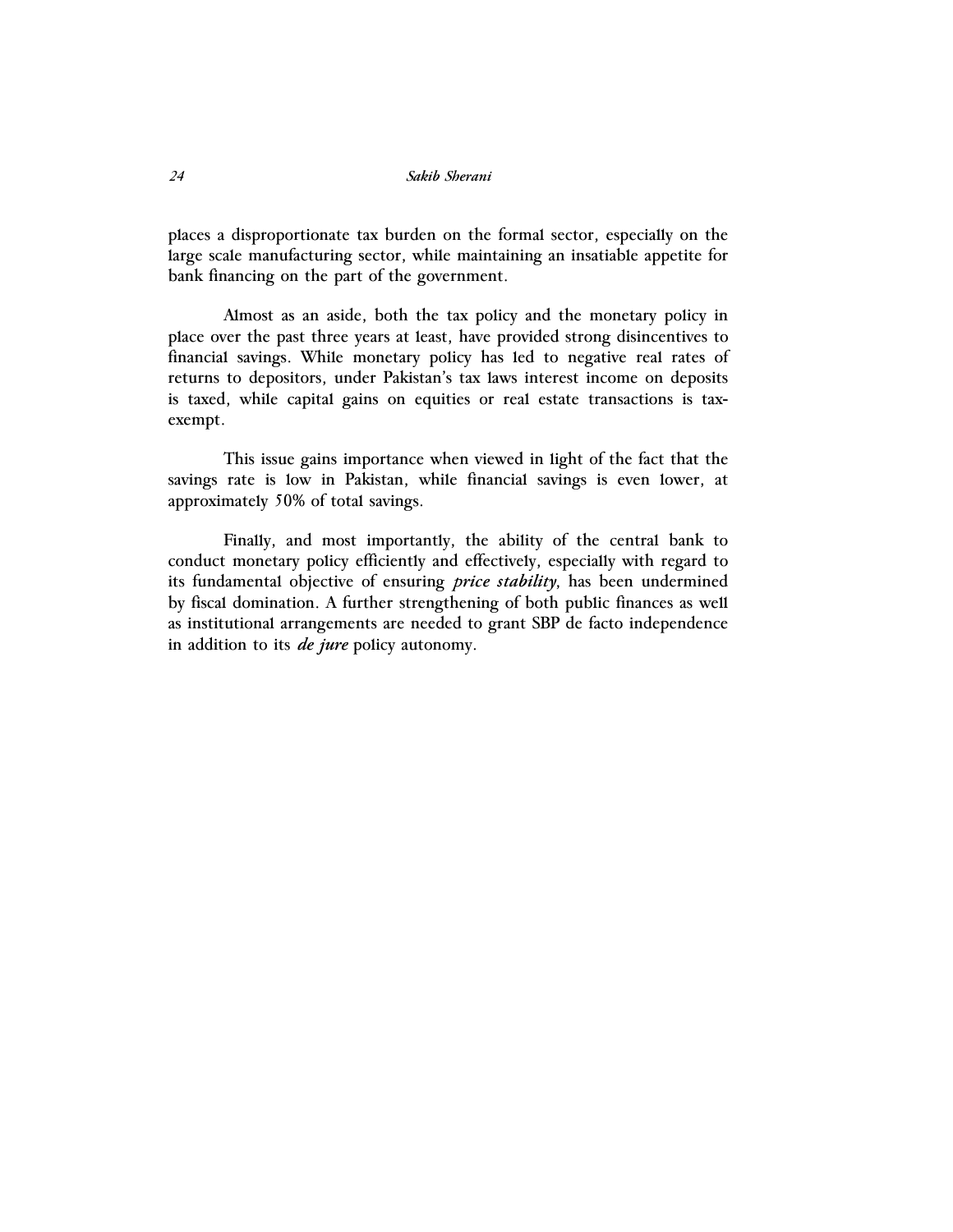places a disproportionate tax burden on the formal sector, especially on the large scale manufacturing sector, while maintaining an insatiable appetite for bank financing on the part of the government.

Almost as an aside, both the tax policy and the monetary policy in place over the past three years at least, have provided strong disincentives to financial savings. While monetary policy has led to negative real rates of returns to depositors, under Pakistan's tax laws interest income on deposits is taxed, while capital gains on equities or real estate transactions is tax-exempt.

This issue gains importance when viewed in light of the fact that the savings rate is low in Pakistan, while financial savings is even lower, at approximately 50% of total savings.

Finally, and most importantly, the ability of the central bank to conduct monetary policy efficiently and effectively, especially with regard to its fundamental objective of ensuring *price stability,* has been undermined by fiscal domination. A further strengthening of both public finances as well as institutional arrangements are needed to grant SBP de facto independence in addition to its *de jure* policy autonomy.